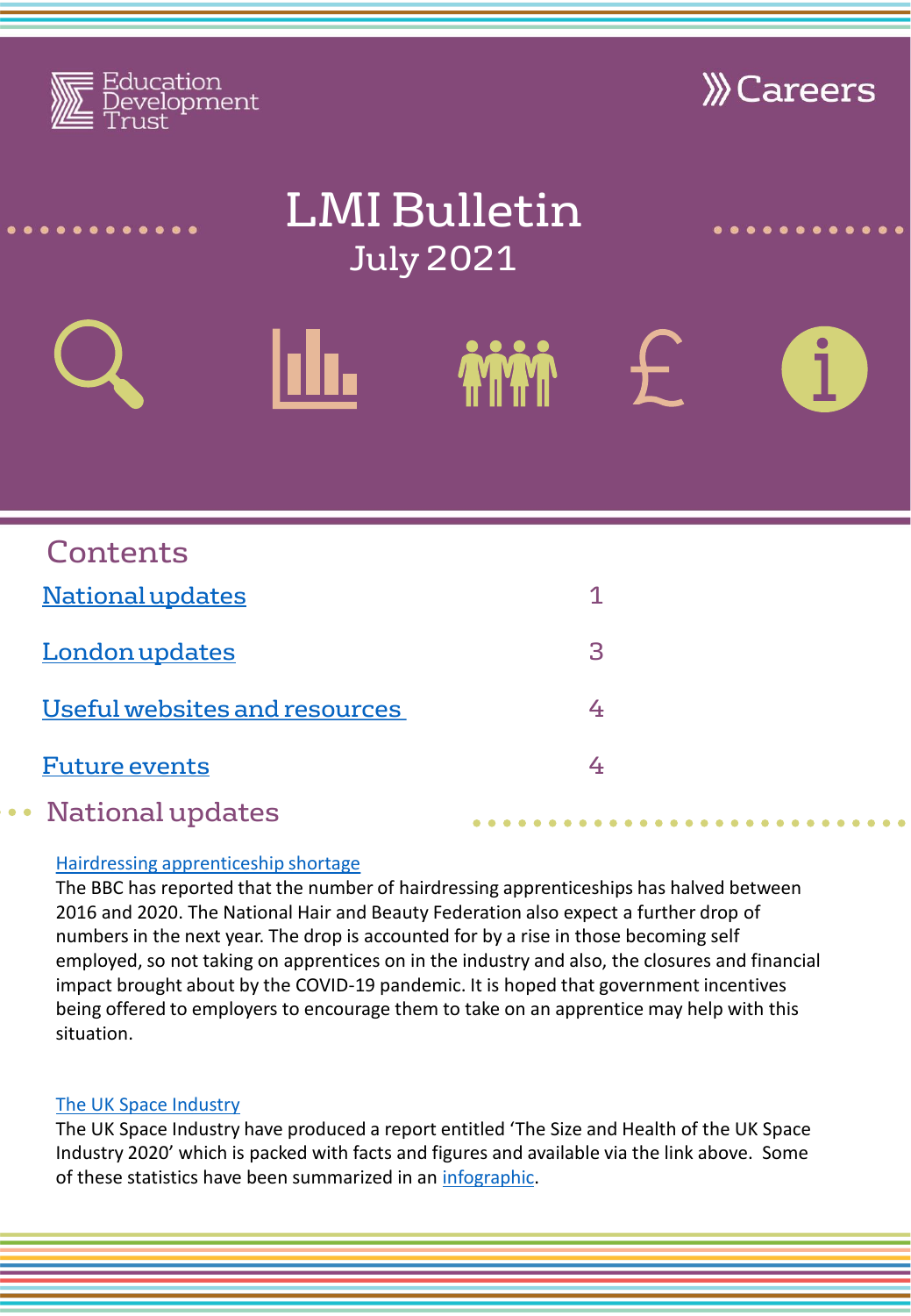Education Development Trust

Careers

# LMI Bulletin

July 2021

## Contents

| | |
|---|---|
| National updates | 1 |
| London updates | 3 |
| Useful websites and resources | 4 |
| Future events | 4 |

## National updates

### Hairdressing apprenticeship shortage

The BBC has reported that the number of hairdressing apprenticeships has halved between 2016 and 2020. The National Hair and Beauty Federation also expect a further drop of numbers in the next year. The drop is accounted for by a rise in those becoming self employed, so not taking on apprentices on in the industry and also, the closures and financial impact brought about by the COVID-19 pandemic. It is hoped that government incentives being offered to employers to encourage them to take on an apprentice may help with this situation.

### The UK Space Industry

The UK Space Industry have produced a report entitled 'The Size and Health of the UK Space Industry 2020' which is packed with facts and figures and available via the link above. Some of these statistics have been summarized in an infographic.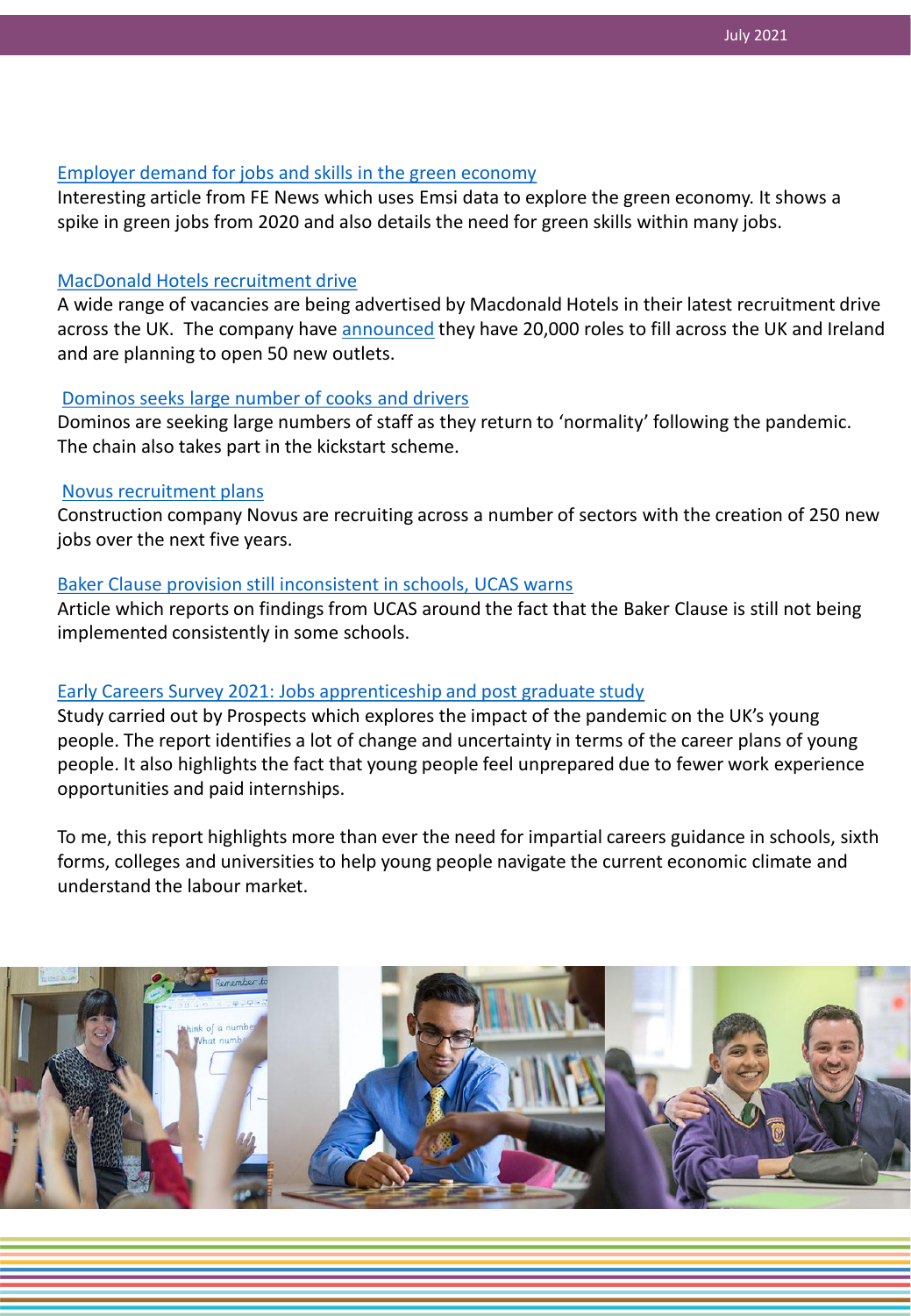[Employer demand for jobs and skills in the green economy]

Interesting article from FE News which uses Emsi data to explore the green economy. It shows a spike in green jobs from 2020 and also details the need for green skills within many jobs.

[MacDonald Hotels recruitment drive]

A wide range of vacancies are being advertised by Macdonald Hotels in their latest recruitment drive across the UK. The company have [announced] they have 20,000 roles to fill across the UK and Ireland and are planning to open 50 new outlets.

[Dominos seeks large number of cooks and drivers]

Dominos are seeking large numbers of staff as they return to 'normality' following the pandemic. The chain also takes part in the kickstart scheme.

[Novus recruitment plans]

Construction company Novus are recruiting across a number of sectors with the creation of 250 new jobs over the next five years.

[Baker Clause provision still inconsistent in schools, UCAS warns]

Article which reports on findings from UCAS around the fact that the Baker Clause is still not being implemented consistently in some schools.

[Early Careers Survey 2021: Jobs apprenticeship and post graduate study]

Study carried out by Prospects which explores the impact of the pandemic on the UK's young people. The report identifies a lot of change and uncertainty in terms of the career plans of young people. It also highlights the fact that young people feel unprepared due to fewer work experience opportunities and paid internships.

To me, this report highlights more than ever the need for impartial careers guidance in schools, sixth forms, colleges and universities to help young people navigate the current economic climate and understand the labour market.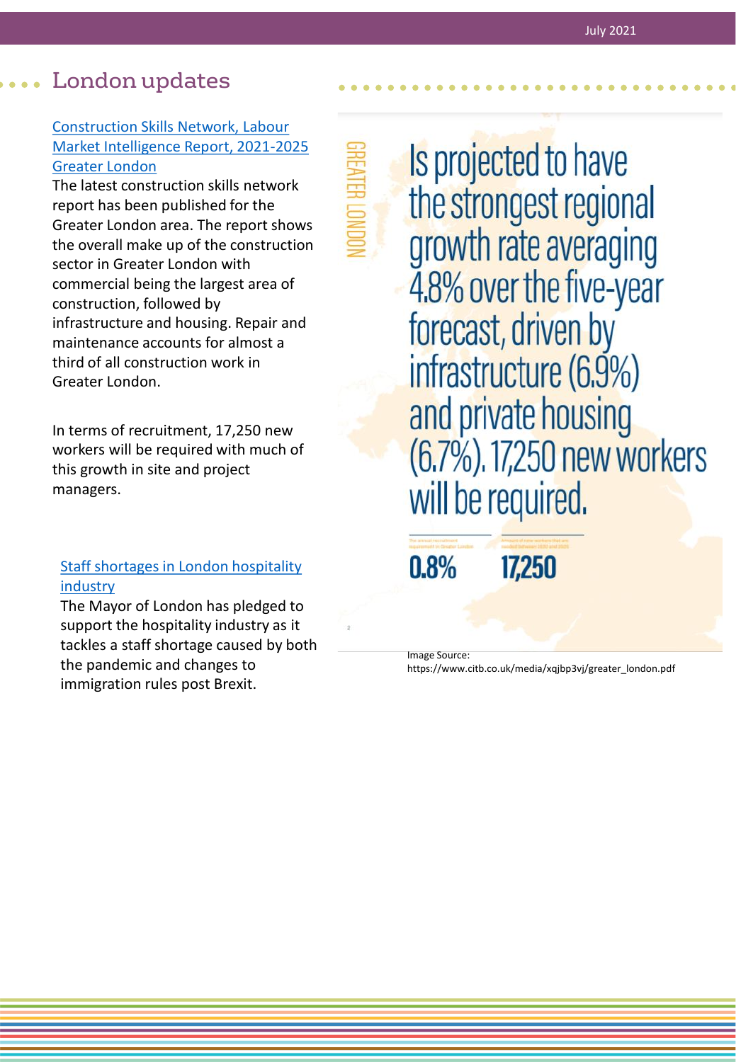## London updates

[Construction Skills Network, Labour Market Intelligence Report, 2021-2025 Greater London]

The latest construction skills network report has been published for the Greater London area. The report shows the overall make up of the construction sector in Greater London with commercial being the largest area of construction, followed by infrastructure and housing. Repair and maintenance accounts for almost a third of all construction work in Greater London.

In terms of recruitment, 17,250 new workers will be required with much of this growth in site and project managers.

[Staff shortages in London hospitality industry]

The Mayor of London has pledged to support the hospitality industry as it tackles a staff shortage caused by both the pandemic and changes to immigration rules post Brexit.

GREATER LONDON

Is projected to have the strongest regional growth rate averaging 4.8% over the five-year forecast, driven by infrastructure (6.9%) and private housing (6.7%). 17,250 new workers will be required.

The annual recruitment requirement in Greater London: **0.8%**

Amount of new workers that are needed between 2021 and 2025: **17,250**

Image Source: https://www.citb.co.uk/media/xqjbp3vj/greater_london.pdf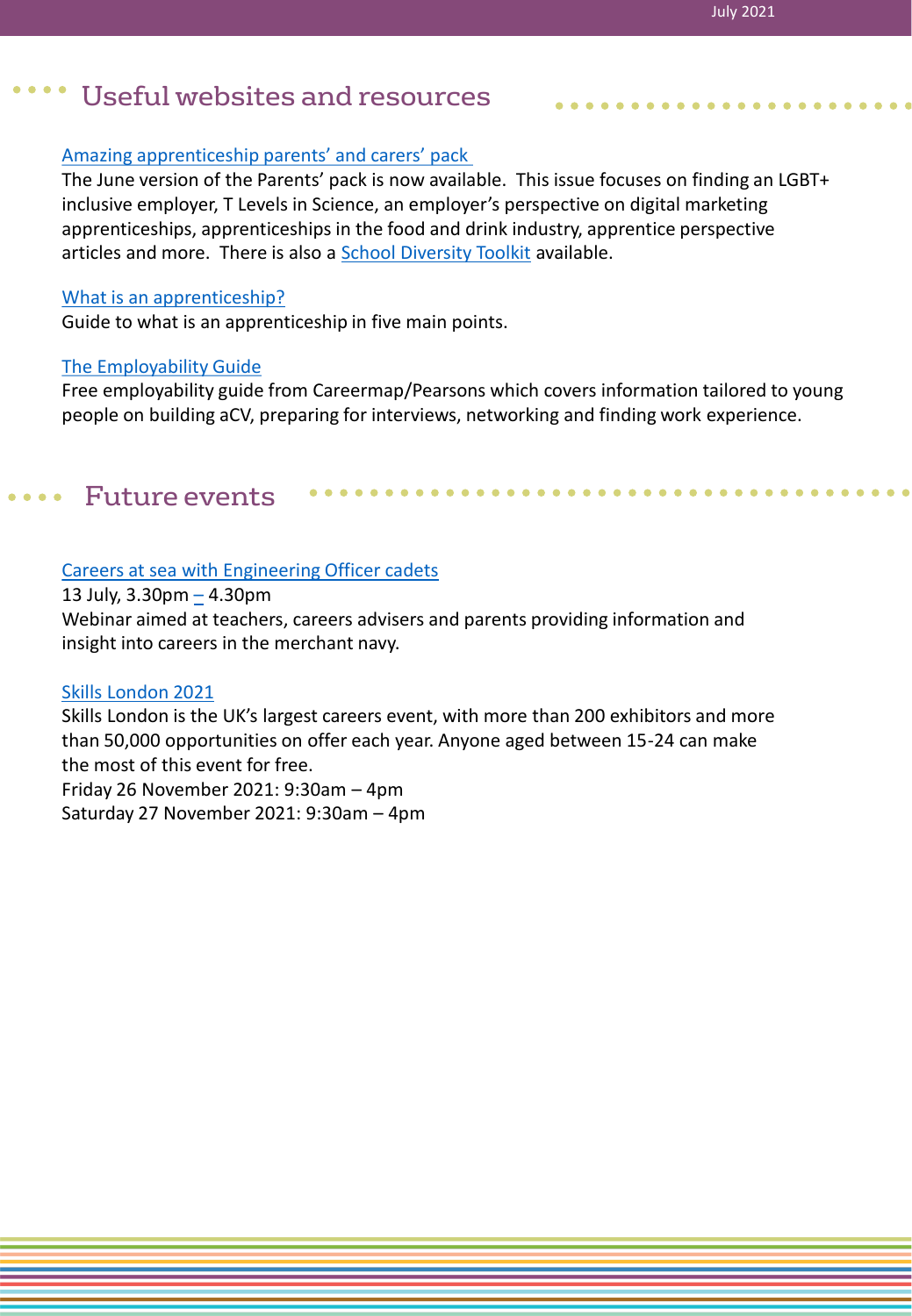## Useful websites and resources

[Amazing apprenticeship parents' and carers' pack]

The June version of the Parents' pack is now available. This issue focuses on finding an LGBT+ inclusive employer, T Levels in Science, an employer's perspective on digital marketing apprenticeships, apprenticeships in the food and drink industry, apprentice perspective articles and more. There is also a School Diversity Toolkit available.

[What is an apprenticeship?]

Guide to what is an apprenticeship in five main points.

[The Employability Guide]

Free employability guide from Careermap/Pearsons which covers information tailored to young people on building aCV, preparing for interviews, networking and finding work experience.

## Future events

[Careers at sea with Engineering Officer cadets]

13 July, 3.30pm – 4.30pm

Webinar aimed at teachers, careers advisers and parents providing information and insight into careers in the merchant navy.

[Skills London 2021]

Skills London is the UK's largest careers event, with more than 200 exhibitors and more than 50,000 opportunities on offer each year. Anyone aged between 15-24 can make the most of this event for free.

Friday 26 November 2021: 9:30am – 4pm

Saturday 27 November 2021: 9:30am – 4pm